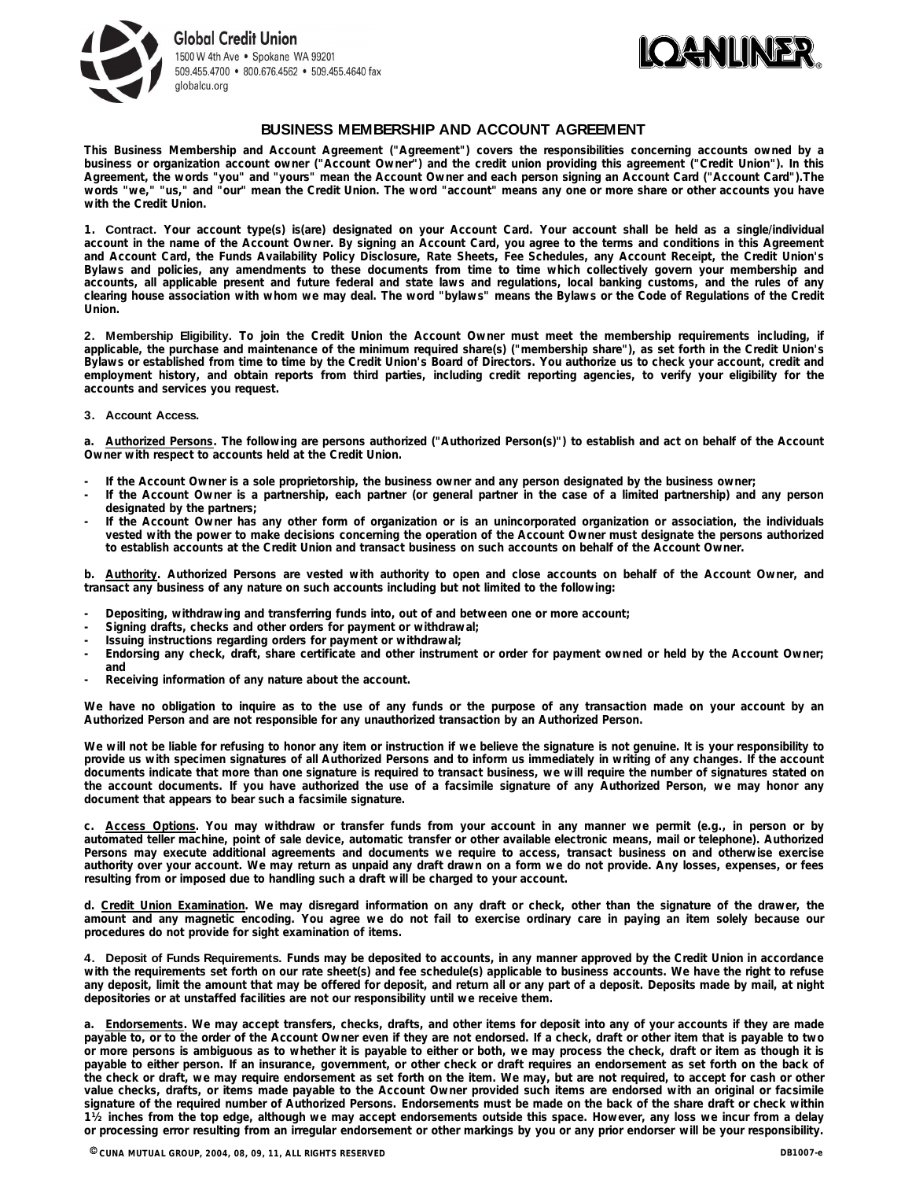**Global Credit Union**
1500 W 4th Ave • Spokane WA 99201
509.455.4700 • 800.676.4562 • 509.455.4640 fax
globalcu.org

LOANLINER®

# BUSINESS MEMBERSHIP AND ACCOUNT AGREEMENT

**This Business Membership and Account Agreement ("Agreement") covers the responsibilities concerning accounts owned by a business or organization account owner ("Account Owner") and the credit union providing this agreement ("Credit Union"). In this Agreement, the words "you" and "yours" mean the Account Owner and each person signing an Account Card ("Account Card").The words "we," "us," and "our" mean the Credit Union. The word "account" means any one or more share or other accounts you have with the Credit Union.**

**1. Contract. Your account type(s) is(are) designated on your Account Card. Your account shall be held as a single/individual account in the name of the Account Owner. By signing an Account Card, you agree to the terms and conditions in this Agreement and Account Card, the Funds Availability Policy Disclosure, Rate Sheets, Fee Schedules, any Account Receipt, the Credit Union's Bylaws and policies, any amendments to these documents from time to time which collectively govern your membership and accounts, all applicable present and future federal and state laws and regulations, local banking customs, and the rules of any clearing house association with whom we may deal. The word "bylaws" means the Bylaws or the Code of Regulations of the Credit Union.**

**2. Membership Eligibility. To join the Credit Union the Account Owner must meet the membership requirements including, if applicable, the purchase and maintenance of the minimum required share(s) ("membership share"), as set forth in the Credit Union's Bylaws or established from time to time by the Credit Union's Board of Directors. You authorize us to check your account, credit and employment history, and obtain reports from third parties, including credit reporting agencies, to verify your eligibility for the accounts and services you request.**

**3. Account Access.**

**a. Authorized Persons. The following are persons authorized ("Authorized Person(s)") to establish and act on behalf of the Account Owner with respect to accounts held at the Credit Union.**

- **If the Account Owner is a sole proprietorship, the business owner and any person designated by the business owner;**
- **If the Account Owner is a partnership, each partner (or general partner in the case of a limited partnership) and any person designated by the partners;**
- **If the Account Owner has any other form of organization or is an unincorporated organization or association, the individuals vested with the power to make decisions concerning the operation of the Account Owner must designate the persons authorized to establish accounts at the Credit Union and transact business on such accounts on behalf of the Account Owner.**

**b. Authority. Authorized Persons are vested with authority to open and close accounts on behalf of the Account Owner, and transact any business of any nature on such accounts including but not limited to the following:**

- **Depositing, withdrawing and transferring funds into, out of and between one or more account;**
- **Signing drafts, checks and other orders for payment or withdrawal;**
- **Issuing instructions regarding orders for payment or withdrawal;**
- **Endorsing any check, draft, share certificate and other instrument or order for payment owned or held by the Account Owner; and**
- **Receiving information of any nature about the account.**

**We have no obligation to inquire as to the use of any funds or the purpose of any transaction made on your account by an Authorized Person and are not responsible for any unauthorized transaction by an Authorized Person.**

**We will not be liable for refusing to honor any item or instruction if we believe the signature is not genuine. It is your responsibility to provide us with specimen signatures of all Authorized Persons and to inform us immediately in writing of any changes. If the account documents indicate that more than one signature is required to transact business, we will require the number of signatures stated on the account documents. If you have authorized the use of a facsimile signature of any Authorized Person, we may honor any document that appears to bear such a facsimile signature.**

**c. Access Options. You may withdraw or transfer funds from your account in any manner we permit (e.g., in person or by automated teller machine, point of sale device, automatic transfer or other available electronic means, mail or telephone). Authorized Persons may execute additional agreements and documents we require to access, transact business on and otherwise exercise authority over your account. We may return as unpaid any draft drawn on a form we do not provide. Any losses, expenses, or fees resulting from or imposed due to handling such a draft will be charged to your account.**

**d. Credit Union Examination. We may disregard information on any draft or check, other than the signature of the drawer, the amount and any magnetic encoding. You agree we do not fail to exercise ordinary care in paying an item solely because our procedures do not provide for sight examination of items.**

**4. Deposit of Funds Requirements. Funds may be deposited to accounts, in any manner approved by the Credit Union in accordance with the requirements set forth on our rate sheet(s) and fee schedule(s) applicable to business accounts. We have the right to refuse any deposit, limit the amount that may be offered for deposit, and return all or any part of a deposit. Deposits made by mail, at night depositories or at unstaffed facilities are not our responsibility until we receive them.**

**a. Endorsements. We may accept transfers, checks, drafts, and other items for deposit into any of your accounts if they are made payable to, or to the order of the Account Owner even if they are not endorsed. If a check, draft or other item that is payable to two or more persons is ambiguous as to whether it is payable to either or both, we may process the check, draft or item as though it is payable to either person. If an insurance, government, or other check or draft requires an endorsement as set forth on the back of the check or draft, we may require endorsement as set forth on the item. We may, but are not required, to accept for cash or other value checks, drafts, or items made payable to the Account Owner provided such items are endorsed with an original or facsimile signature of the required number of Authorized Persons. Endorsements must be made on the back of the share draft or check within 1½ inches from the top edge, although we may accept endorsements outside this space. However, any loss we incur from a delay or processing error resulting from an irregular endorsement or other markings by you or any prior endorser will be your responsibility.**

© CUNA MUTUAL GROUP, 2004, 08, 09, 11, ALL RIGHTS RESERVED DB1007-e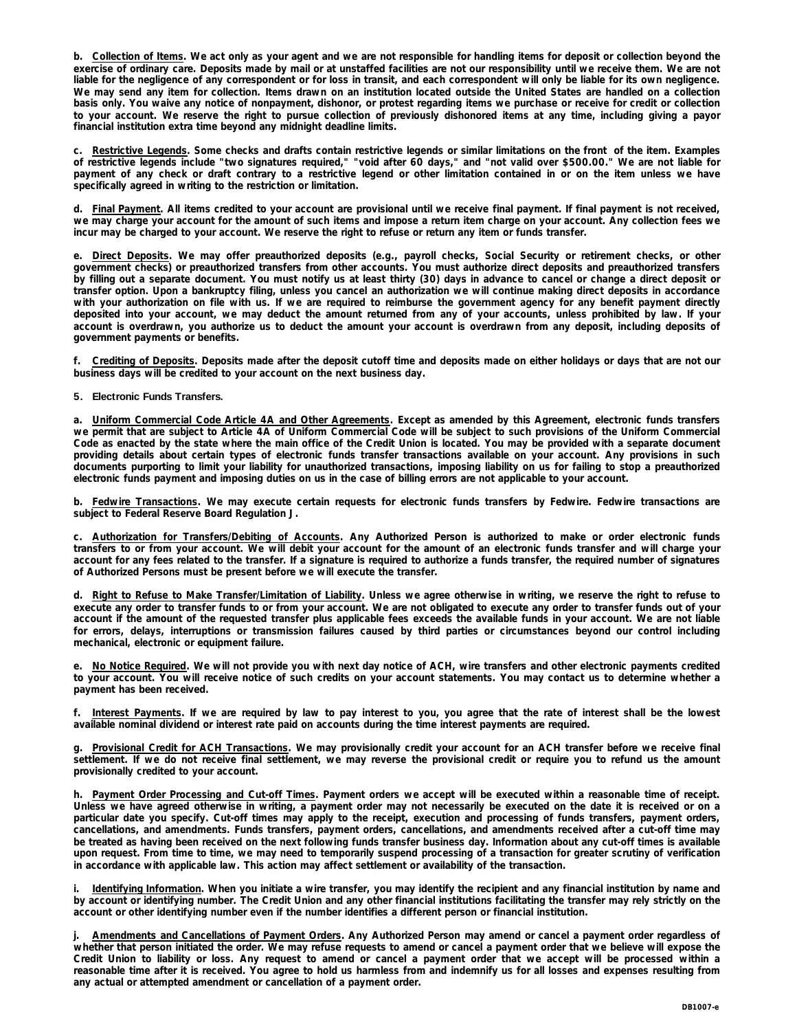**b. Collection of Items. We act only as your agent and we are not responsible for handling items for deposit or collection beyond the exercise of ordinary care. Deposits made by mail or at unstaffed facilities are not our responsibility until we receive them. We are not liable for the negligence of any correspondent or for loss in transit, and each correspondent will only be liable for its own negligence. We may send any item for collection. Items drawn on an institution located outside the United States are handled on a collection basis only. You waive any notice of nonpayment, dishonor, or protest regarding items we purchase or receive for credit or collection to your account. We reserve the right to pursue collection of previously dishonored items at any time, including giving a payor financial institution extra time beyond any midnight deadline limits.**

**c. Restrictive Legends. Some checks and drafts contain restrictive legends or similar limitations on the front of the item. Examples of restrictive legends include "two signatures required," "void after 60 days," and "not valid over $500.00." We are not liable for payment of any check or draft contrary to a restrictive legend or other limitation contained in or on the item unless we have specifically agreed in writing to the restriction or limitation.**

**d. Final Payment. All items credited to your account are provisional until we receive final payment. If final payment is not received, we may charge your account for the amount of such items and impose a return item charge on your account. Any collection fees we incur may be charged to your account. We reserve the right to refuse or return any item or funds transfer.**

**e. Direct Deposits. We may offer preauthorized deposits (e.g., payroll checks, Social Security or retirement checks, or other government checks) or preauthorized transfers from other accounts. You must authorize direct deposits and preauthorized transfers by filling out a separate document. You must notify us at least thirty (30) days in advance to cancel or change a direct deposit or transfer option. Upon a bankruptcy filing, unless you cancel an authorization we will continue making direct deposits in accordance with your authorization on file with us. If we are required to reimburse the government agency for any benefit payment directly deposited into your account, we may deduct the amount returned from any of your accounts, unless prohibited by law. If your account is overdrawn, you authorize us to deduct the amount your account is overdrawn from any deposit, including deposits of government payments or benefits.**

**f. Crediting of Deposits. Deposits made after the deposit cutoff time and deposits made on either holidays or days that are not our business days will be credited to your account on the next business day.**

**5. Electronic Funds Transfers.**

**a. Uniform Commercial Code Article 4A and Other Agreements. Except as amended by this Agreement, electronic funds transfers we permit that are subject to Article 4A of Uniform Commercial Code will be subject to such provisions of the Uniform Commercial Code as enacted by the state where the main office of the Credit Union is located. You may be provided with a separate document providing details about certain types of electronic funds transfer transactions available on your account. Any provisions in such documents purporting to limit your liability for unauthorized transactions, imposing liability on us for failing to stop a preauthorized electronic funds payment and imposing duties on us in the case of billing errors are not applicable to your account.**

**b. Fedwire Transactions. We may execute certain requests for electronic funds transfers by Fedwire. Fedwire transactions are subject to Federal Reserve Board Regulation J.**

**c. Authorization for Transfers/Debiting of Accounts. Any Authorized Person is authorized to make or order electronic funds transfers to or from your account. We will debit your account for the amount of an electronic funds transfer and will charge your account for any fees related to the transfer. If a signature is required to authorize a funds transfer, the required number of signatures of Authorized Persons must be present before we will execute the transfer.**

**d. Right to Refuse to Make Transfer/Limitation of Liability. Unless we agree otherwise in writing, we reserve the right to refuse to execute any order to transfer funds to or from your account. We are not obligated to execute any order to transfer funds out of your account if the amount of the requested transfer plus applicable fees exceeds the available funds in your account. We are not liable for errors, delays, interruptions or transmission failures caused by third parties or circumstances beyond our control including mechanical, electronic or equipment failure.**

**e. No Notice Required. We will not provide you with next day notice of ACH, wire transfers and other electronic payments credited to your account. You will receive notice of such credits on your account statements. You may contact us to determine whether a payment has been received.**

**f. Interest Payments. If we are required by law to pay interest to you, you agree that the rate of interest shall be the lowest available nominal dividend or interest rate paid on accounts during the time interest payments are required.**

**g. Provisional Credit for ACH Transactions. We may provisionally credit your account for an ACH transfer before we receive final settlement. If we do not receive final settlement, we may reverse the provisional credit or require you to refund us the amount provisionally credited to your account.**

**h. Payment Order Processing and Cut-off Times. Payment orders we accept will be executed within a reasonable time of receipt. Unless we have agreed otherwise in writing, a payment order may not necessarily be executed on the date it is received or on a particular date you specify. Cut-off times may apply to the receipt, execution and processing of funds transfers, payment orders, cancellations, and amendments. Funds transfers, payment orders, cancellations, and amendments received after a cut-off time may be treated as having been received on the next following funds transfer business day. Information about any cut-off times is available upon request. From time to time, we may need to temporarily suspend processing of a transaction for greater scrutiny of verification in accordance with applicable law. This action may affect settlement or availability of the transaction.**

**i. Identifying Information. When you initiate a wire transfer, you may identify the recipient and any financial institution by name and by account or identifying number. The Credit Union and any other financial institutions facilitating the transfer may rely strictly on the account or other identifying number even if the number identifies a different person or financial institution.**

**j. Amendments and Cancellations of Payment Orders. Any Authorized Person may amend or cancel a payment order regardless of whether that person initiated the order. We may refuse requests to amend or cancel a payment order that we believe will expose the Credit Union to liability or loss. Any request to amend or cancel a payment order that we accept will be processed within a reasonable time after it is received. You agree to hold us harmless from and indemnify us for all losses and expenses resulting from any actual or attempted amendment or cancellation of a payment order.**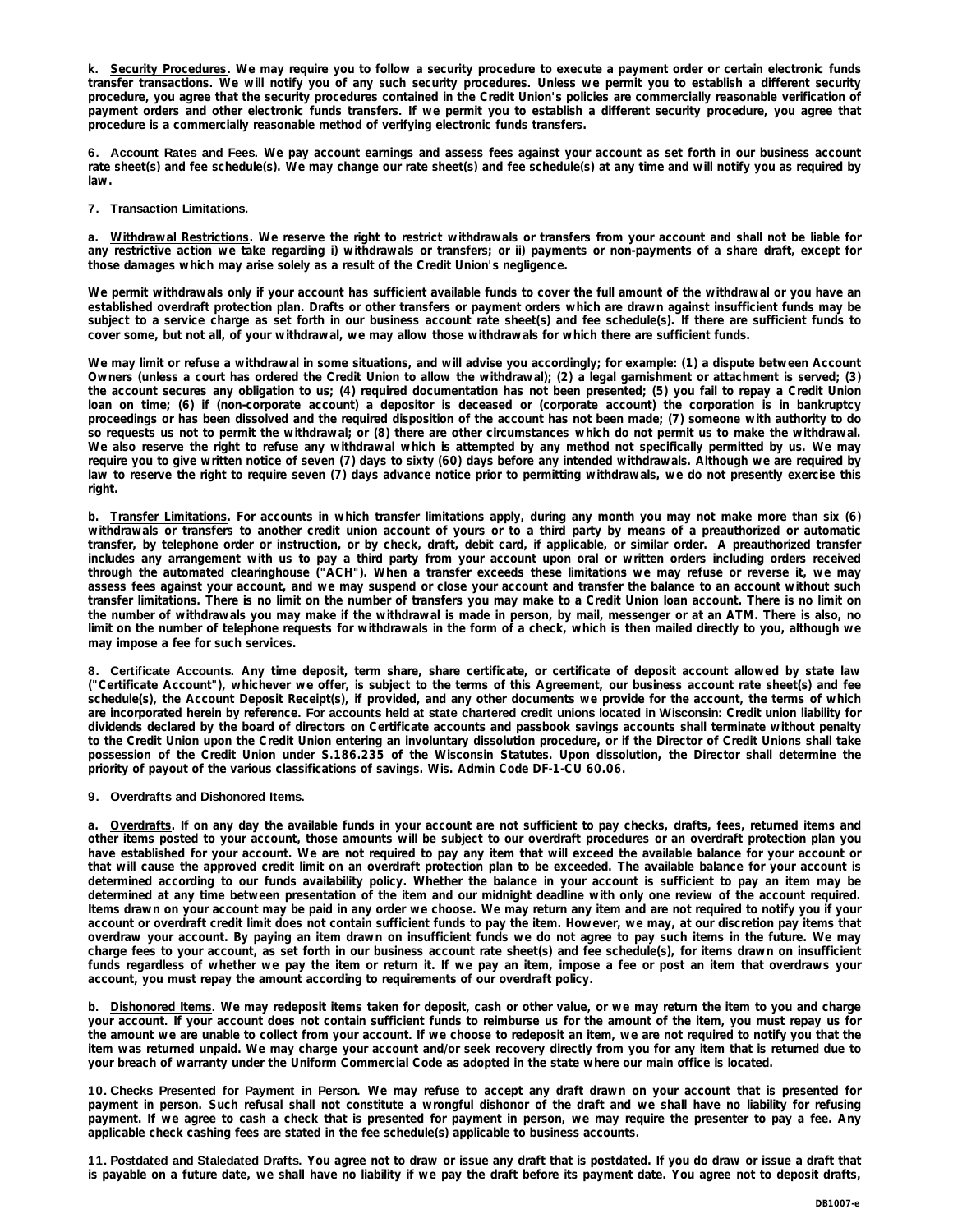**k. Security Procedures. We may require you to follow a security procedure to execute a payment order or certain electronic funds transfer transactions. We will notify you of any such security procedures. Unless we permit you to establish a different security procedure, you agree that the security procedures contained in the Credit Union's policies are commercially reasonable verification of payment orders and other electronic funds transfers. If we permit you to establish a different security procedure, you agree that procedure is a commercially reasonable method of verifying electronic funds transfers.**

**6. Account Rates and Fees. We pay account earnings and assess fees against your account as set forth in our business account rate sheet(s) and fee schedule(s). We may change our rate sheet(s) and fee schedule(s) at any time and will notify you as required by law.**

**7. Transaction Limitations.**

**a. Withdrawal Restrictions. We reserve the right to restrict withdrawals or transfers from your account and shall not be liable for any restrictive action we take regarding i) withdrawals or transfers; or ii) payments or non-payments of a share draft, except for those damages which may arise solely as a result of the Credit Union's negligence.**

**We permit withdrawals only if your account has sufficient available funds to cover the full amount of the withdrawal or you have an established overdraft protection plan. Drafts or other transfers or payment orders which are drawn against insufficient funds may be subject to a service charge as set forth in our business account rate sheet(s) and fee schedule(s). If there are sufficient funds to cover some, but not all, of your withdrawal, we may allow those withdrawals for which there are sufficient funds.**

**We may limit or refuse a withdrawal in some situations, and will advise you accordingly; for example: (1) a dispute between Account Owners (unless a court has ordered the Credit Union to allow the withdrawal); (2) a legal garnishment or attachment is served; (3) the account secures any obligation to us; (4) required documentation has not been presented; (5) you fail to repay a Credit Union loan on time; (6) if (non-corporate account) a depositor is deceased or (corporate account) the corporation is in bankruptcy proceedings or has been dissolved and the required disposition of the account has not been made; (7) someone with authority to do so requests us not to permit the withdrawal; or (8) there are other circumstances which do not permit us to make the withdrawal. We also reserve the right to refuse any withdrawal which is attempted by any method not specifically permitted by us. We may require you to give written notice of seven (7) days to sixty (60) days before any intended withdrawals. Although we are required by law to reserve the right to require seven (7) days advance notice prior to permitting withdrawals, we do not presently exercise this right.**

**b. Transfer Limitations. For accounts in which transfer limitations apply, during any month you may not make more than six (6) withdrawals or transfers to another credit union account of yours or to a third party by means of a preauthorized or automatic transfer, by telephone order or instruction, or by check, draft, debit card, if applicable, or similar order. A preauthorized transfer includes any arrangement with us to pay a third party from your account upon oral or written orders including orders received through the automated clearinghouse ("ACH"). When a transfer exceeds these limitations we may refuse or reverse it, we may assess fees against your account, and we may suspend or close your account and transfer the balance to an account without such transfer limitations. There is no limit on the number of transfers you may make to a Credit Union loan account. There is no limit on the number of withdrawals you may make if the withdrawal is made in person, by mail, messenger or at an ATM. There is also, no limit on the number of telephone requests for withdrawals in the form of a check, which is then mailed directly to you, although we may impose a fee for such services.**

**8. Certificate Accounts. Any time deposit, term share, share certificate, or certificate of deposit account allowed by state law ("Certificate Account"), whichever we offer, is subject to the terms of this Agreement, our business account rate sheet(s) and fee schedule(s), the Account Deposit Receipt(s), if provided, and any other documents we provide for the account, the terms of which are incorporated herein by reference. For accounts held at state chartered credit unions located in Wisconsin: Credit union liability for dividends declared by the board of directors on Certificate accounts and passbook savings accounts shall terminate without penalty to the Credit Union upon the Credit Union entering an involuntary dissolution procedure, or if the Director of Credit Unions shall take possession of the Credit Union under S.186.235 of the Wisconsin Statutes. Upon dissolution, the Director shall determine the priority of payout of the various classifications of savings. Wis. Admin Code DF-1-CU 60.06.**

**9. Overdrafts and Dishonored Items.**

**a. Overdrafts. If on any day the available funds in your account are not sufficient to pay checks, drafts, fees, returned items and other items posted to your account, those amounts will be subject to our overdraft procedures or an overdraft protection plan you have established for your account. We are not required to pay any item that will exceed the available balance for your account or that will cause the approved credit limit on an overdraft protection plan to be exceeded. The available balance for your account is determined according to our funds availability policy. Whether the balance in your account is sufficient to pay an item may be determined at any time between presentation of the item and our midnight deadline with only one review of the account required. Items drawn on your account may be paid in any order we choose. We may return any item and are not required to notify you if your account or overdraft credit limit does not contain sufficient funds to pay the item. However, we may, at our discretion pay items that overdraw your account. By paying an item drawn on insufficient funds we do not agree to pay such items in the future. We may charge fees to your account, as set forth in our business account rate sheet(s) and fee schedule(s), for items drawn on insufficient funds regardless of whether we pay the item or return it. If we pay an item, impose a fee or post an item that overdraws your account, you must repay the amount according to requirements of our overdraft policy.**

**b. Dishonored Items. We may redeposit items taken for deposit, cash or other value, or we may return the item to you and charge your account. If your account does not contain sufficient funds to reimburse us for the amount of the item, you must repay us for the amount we are unable to collect from your account. If we choose to redeposit an item, we are not required to notify you that the item was returned unpaid. We may charge your account and/or seek recovery directly from you for any item that is returned due to your breach of warranty under the Uniform Commercial Code as adopted in the state where our main office is located.**

**10. Checks Presented for Payment in Person. We may refuse to accept any draft drawn on your account that is presented for payment in person. Such refusal shall not constitute a wrongful dishonor of the draft and we shall have no liability for refusing payment. If we agree to cash a check that is presented for payment in person, we may require the presenter to pay a fee. Any applicable check cashing fees are stated in the fee schedule(s) applicable to business accounts.**

**11. Postdated and Staledated Drafts. You agree not to draw or issue any draft that is postdated. If you do draw or issue a draft that is payable on a future date, we shall have no liability if we pay the draft before its payment date. You agree not to deposit drafts,**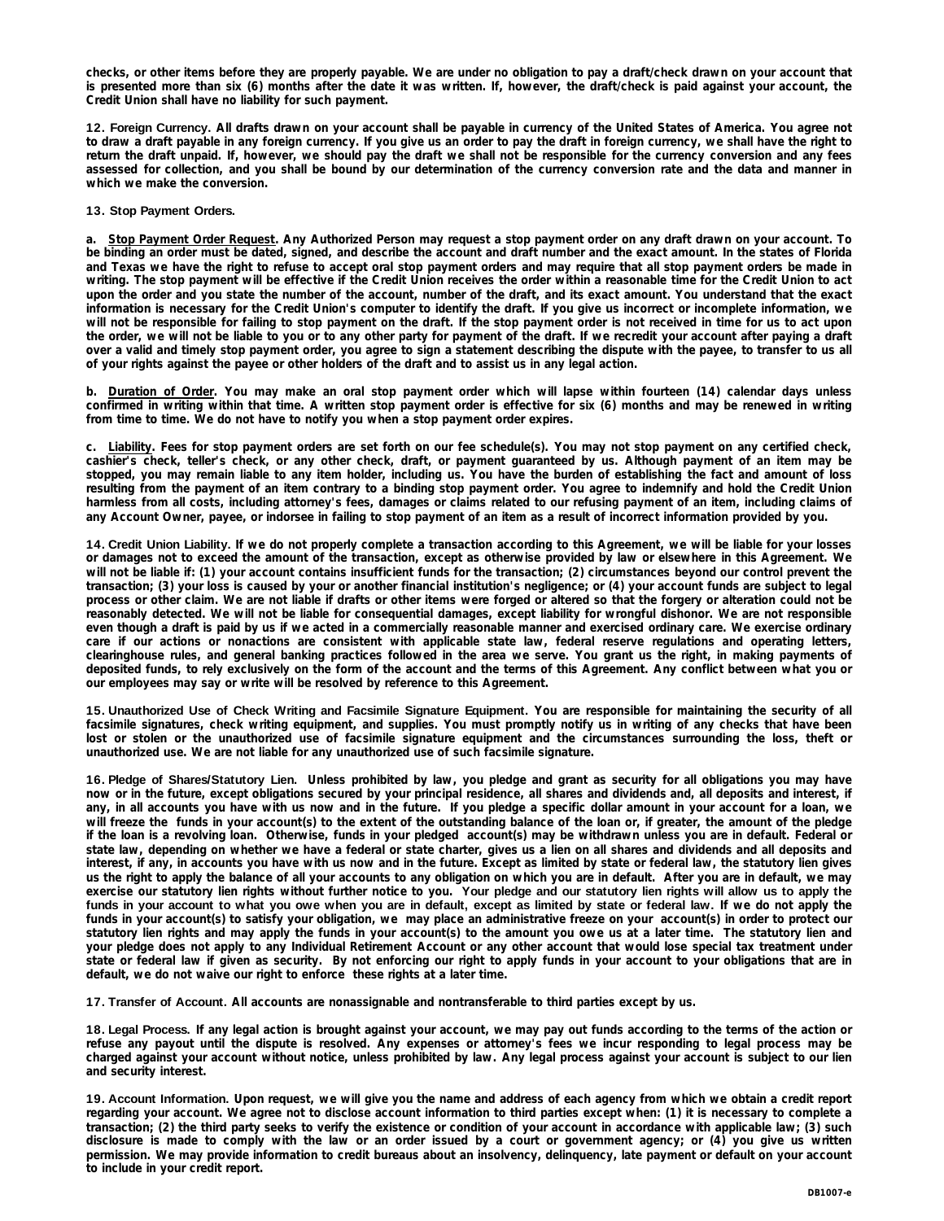**checks, or other items before they are properly payable. We are under no obligation to pay a draft/check drawn on your account that is presented more than six (6) months after the date it was written. If, however, the draft/check is paid against your account, the Credit Union shall have no liability for such payment.**

**12. Foreign Currency. All drafts drawn on your account shall be payable in currency of the United States of America. You agree not to draw a draft payable in any foreign currency. If you give us an order to pay the draft in foreign currency, we shall have the right to return the draft unpaid. If, however, we should pay the draft we shall not be responsible for the currency conversion and any fees assessed for collection, and you shall be bound by our determination of the currency conversion rate and the data and manner in which we make the conversion.**

**13. Stop Payment Orders.**

**a. Stop Payment Order Request. Any Authorized Person may request a stop payment order on any draft drawn on your account. To be binding an order must be dated, signed, and describe the account and draft number and the exact amount. In the states of Florida and Texas we have the right to refuse to accept oral stop payment orders and may require that all stop payment orders be made in writing. The stop payment will be effective if the Credit Union receives the order within a reasonable time for the Credit Union to act upon the order and you state the number of the account, number of the draft, and its exact amount. You understand that the exact information is necessary for the Credit Union's computer to identify the draft. If you give us incorrect or incomplete information, we will not be responsible for failing to stop payment on the draft. If the stop payment order is not received in time for us to act upon the order, we will not be liable to you or to any other party for payment of the draft. If we recredit your account after paying a draft over a valid and timely stop payment order, you agree to sign a statement describing the dispute with the payee, to transfer to us all of your rights against the payee or other holders of the draft and to assist us in any legal action.**

**b. Duration of Order. You may make an oral stop payment order which will lapse within fourteen (14) calendar days unless confirmed in writing within that time. A written stop payment order is effective for six (6) months and may be renewed in writing from time to time. We do not have to notify you when a stop payment order expires.**

**c. Liability. Fees for stop payment orders are set forth on our fee schedule(s). You may not stop payment on any certified check, cashier's check, teller's check, or any other check, draft, or payment guaranteed by us. Although payment of an item may be stopped, you may remain liable to any item holder, including us. You have the burden of establishing the fact and amount of loss resulting from the payment of an item contrary to a binding stop payment order. You agree to indemnify and hold the Credit Union harmless from all costs, including attorney's fees, damages or claims related to our refusing payment of an item, including claims of any Account Owner, payee, or indorsee in failing to stop payment of an item as a result of incorrect information provided by you.**

**14. Credit Union Liability. If we do not properly complete a transaction according to this Agreement, we will be liable for your losses or damages not to exceed the amount of the transaction, except as otherwise provided by law or elsewhere in this Agreement. We will not be liable if: (1) your account contains insufficient funds for the transaction; (2) circumstances beyond our control prevent the transaction; (3) your loss is caused by your or another financial institution's negligence; or (4) your account funds are subject to legal process or other claim. We are not liable if drafts or other items were forged or altered so that the forgery or alteration could not be reasonably detected. We will not be liable for consequential damages, except liability for wrongful dishonor. We are not responsible even though a draft is paid by us if we acted in a commercially reasonable manner and exercised ordinary care. We exercise ordinary care if our actions or nonactions are consistent with applicable state law, federal reserve regulations and operating letters, clearinghouse rules, and general banking practices followed in the area we serve. You grant us the right, in making payments of deposited funds, to rely exclusively on the form of the account and the terms of this Agreement. Any conflict between what you or our employees may say or write will be resolved by reference to this Agreement.**

**15. Unauthorized Use of Check Writing and Facsimile Signature Equipment. You are responsible for maintaining the security of all facsimile signatures, check writing equipment, and supplies. You must promptly notify us in writing of any checks that have been lost or stolen or the unauthorized use of facsimile signature equipment and the circumstances surrounding the loss, theft or unauthorized use. We are not liable for any unauthorized use of such facsimile signature.**

**16. Pledge of Shares/Statutory Lien. Unless prohibited by law, you pledge and grant as security for all obligations you may have now or in the future, except obligations secured by your principal residence, all shares and dividends and, all deposits and interest, if any, in all accounts you have with us now and in the future. If you pledge a specific dollar amount in your account for a loan, we will freeze the funds in your account(s) to the extent of the outstanding balance of the loan or, if greater, the amount of the pledge if the loan is a revolving loan. Otherwise, funds in your pledged account(s) may be withdrawn unless you are in default. Federal or state law, depending on whether we have a federal or state charter, gives us a lien on all shares and dividends and all deposits and interest, if any, in accounts you have with us now and in the future. Except as limited by state or federal law, the statutory lien gives us the right to apply the balance of all your accounts to any obligation on which you are in default. After you are in default, we may exercise our statutory lien rights without further notice to you. Your pledge and our statutory lien rights will allow us to apply the funds in your account to what you owe when you are in default, except as limited by state or federal law. If we do not apply the funds in your account(s) to satisfy your obligation, we may place an administrative freeze on your account(s) in order to protect our statutory lien rights and may apply the funds in your account(s) to the amount you owe us at a later time. The statutory lien and your pledge does not apply to any Individual Retirement Account or any other account that would lose special tax treatment under state or federal law if given as security. By not enforcing our right to apply funds in your account to your obligations that are in default, we do not waive our right to enforce these rights at a later time.**

**17. Transfer of Account. All accounts are nonassignable and nontransferable to third parties except by us.**

**18. Legal Process. If any legal action is brought against your account, we may pay out funds according to the terms of the action or refuse any payout until the dispute is resolved. Any expenses or attorney's fees we incur responding to legal process may be charged against your account without notice, unless prohibited by law. Any legal process against your account is subject to our lien and security interest.**

**19. Account Information. Upon request, we will give you the name and address of each agency from which we obtain a credit report regarding your account. We agree not to disclose account information to third parties except when: (1) it is necessary to complete a transaction; (2) the third party seeks to verify the existence or condition of your account in accordance with applicable law; (3) such disclosure is made to comply with the law or an order issued by a court or government agency; or (4) you give us written permission. We may provide information to credit bureaus about an insolvency, delinquency, late payment or default on your account to include in your credit report.**

DB1007-e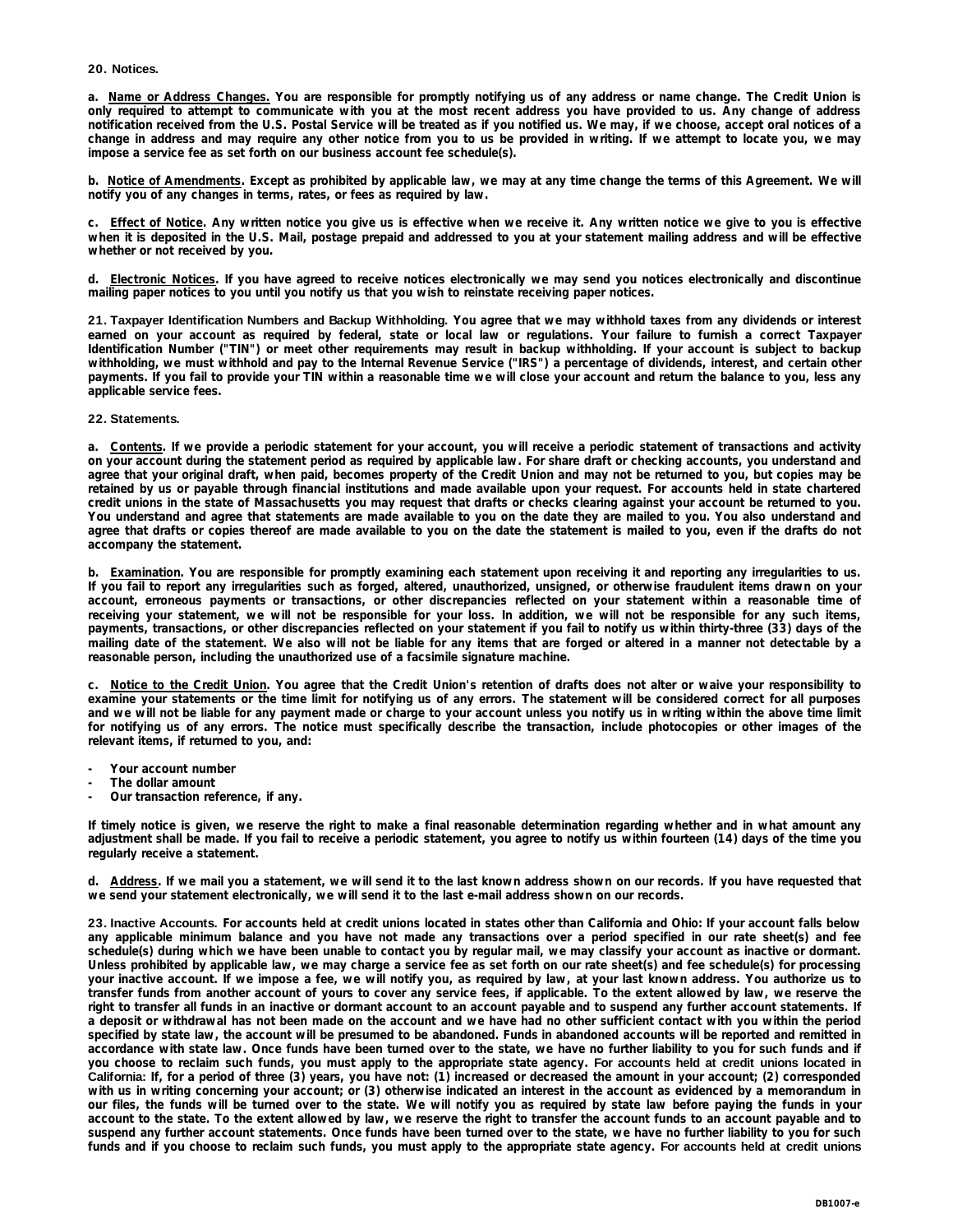**20. Notices.**

**a. Name or Address Changes. You are responsible for promptly notifying us of any address or name change. The Credit Union is only required to attempt to communicate with you at the most recent address you have provided to us. Any change of address notification received from the U.S. Postal Service will be treated as if you notified us. We may, if we choose, accept oral notices of a change in address and may require any other notice from you to us be provided in writing. If we attempt to locate you, we may impose a service fee as set forth on our business account fee schedule(s).**

**b. Notice of Amendments. Except as prohibited by applicable law, we may at any time change the terms of this Agreement. We will notify you of any changes in terms, rates, or fees as required by law.**

**c. Effect of Notice. Any written notice you give us is effective when we receive it. Any written notice we give to you is effective when it is deposited in the U.S. Mail, postage prepaid and addressed to you at your statement mailing address and will be effective whether or not received by you.**

**d. Electronic Notices. If you have agreed to receive notices electronically we may send you notices electronically and discontinue mailing paper notices to you until you notify us that you wish to reinstate receiving paper notices.**

**21. Taxpayer Identification Numbers and Backup Withholding. You agree that we may withhold taxes from any dividends or interest earned on your account as required by federal, state or local law or regulations. Your failure to furnish a correct Taxpayer Identification Number ("TIN") or meet other requirements may result in backup withholding. If your account is subject to backup withholding, we must withhold and pay to the Internal Revenue Service ("IRS") a percentage of dividends, interest, and certain other payments. If you fail to provide your TIN within a reasonable time we will close your account and return the balance to you, less any applicable service fees.**

**22. Statements.**

**a. Contents. If we provide a periodic statement for your account, you will receive a periodic statement of transactions and activity on your account during the statement period as required by applicable law. For share draft or checking accounts, you understand and agree that your original draft, when paid, becomes property of the Credit Union and may not be returned to you, but copies may be retained by us or payable through financial institutions and made available upon your request. For accounts held in state chartered credit unions in the state of Massachusetts you may request that drafts or checks clearing against your account be returned to you. You understand and agree that statements are made available to you on the date they are mailed to you. You also understand and agree that drafts or copies thereof are made available to you on the date the statement is mailed to you, even if the drafts do not accompany the statement.**

**b. Examination. You are responsible for promptly examining each statement upon receiving it and reporting any irregularities to us. If you fail to report any irregularities such as forged, altered, unauthorized, unsigned, or otherwise fraudulent items drawn on your account, erroneous payments or transactions, or other discrepancies reflected on your statement within a reasonable time of receiving your statement, we will not be responsible for your loss. In addition, we will not be responsible for any such items, payments, transactions, or other discrepancies reflected on your statement if you fail to notify us within thirty-three (33) days of the mailing date of the statement. We also will not be liable for any items that are forged or altered in a manner not detectable by a reasonable person, including the unauthorized use of a facsimile signature machine.**

**c. Notice to the Credit Union. You agree that the Credit Union's retention of drafts does not alter or waive your responsibility to examine your statements or the time limit for notifying us of any errors. The statement will be considered correct for all purposes and we will not be liable for any payment made or charge to your account unless you notify us in writing within the above time limit for notifying us of any errors. The notice must specifically describe the transaction, include photocopies or other images of the relevant items, if returned to you, and:**

- **Your account number**
- **The dollar amount**
- **Our transaction reference, if any.**

**If timely notice is given, we reserve the right to make a final reasonable determination regarding whether and in what amount any adjustment shall be made. If you fail to receive a periodic statement, you agree to notify us within fourteen (14) days of the time you regularly receive a statement.**

**d. Address. If we mail you a statement, we will send it to the last known address shown on our records. If you have requested that we send your statement electronically, we will send it to the last e-mail address shown on our records.**

**23. Inactive Accounts. For accounts held at credit unions located in states other than California and Ohio: If your account falls below any applicable minimum balance and you have not made any transactions over a period specified in our rate sheet(s) and fee schedule(s) during which we have been unable to contact you by regular mail, we may classify your account as inactive or dormant. Unless prohibited by applicable law, we may charge a service fee as set forth on our rate sheet(s) and fee schedule(s) for processing your inactive account. If we impose a fee, we will notify you, as required by law, at your last known address. You authorize us to transfer funds from another account of yours to cover any service fees, if applicable. To the extent allowed by law, we reserve the right to transfer all funds in an inactive or dormant account to an account payable and to suspend any further account statements. If a deposit or withdrawal has not been made on the account and we have had no other sufficient contact with you within the period specified by state law, the account will be presumed to be abandoned. Funds in abandoned accounts will be reported and remitted in accordance with state law. Once funds have been turned over to the state, we have no further liability to you for such funds and if you choose to reclaim such funds, you must apply to the appropriate state agency. For accounts held at credit unions located in California: If, for a period of three (3) years, you have not: (1) increased or decreased the amount in your account; (2) corresponded with us in writing concerning your account; or (3) otherwise indicated an interest in the account as evidenced by a memorandum in our files, the funds will be turned over to the state. We will notify you as required by state law before paying the funds in your account to the state. To the extent allowed by law, we reserve the right to transfer the account funds to an account payable and to suspend any further account statements. Once funds have been turned over to the state, we have no further liability to you for such funds and if you choose to reclaim such funds, you must apply to the appropriate state agency. For accounts held at credit unions**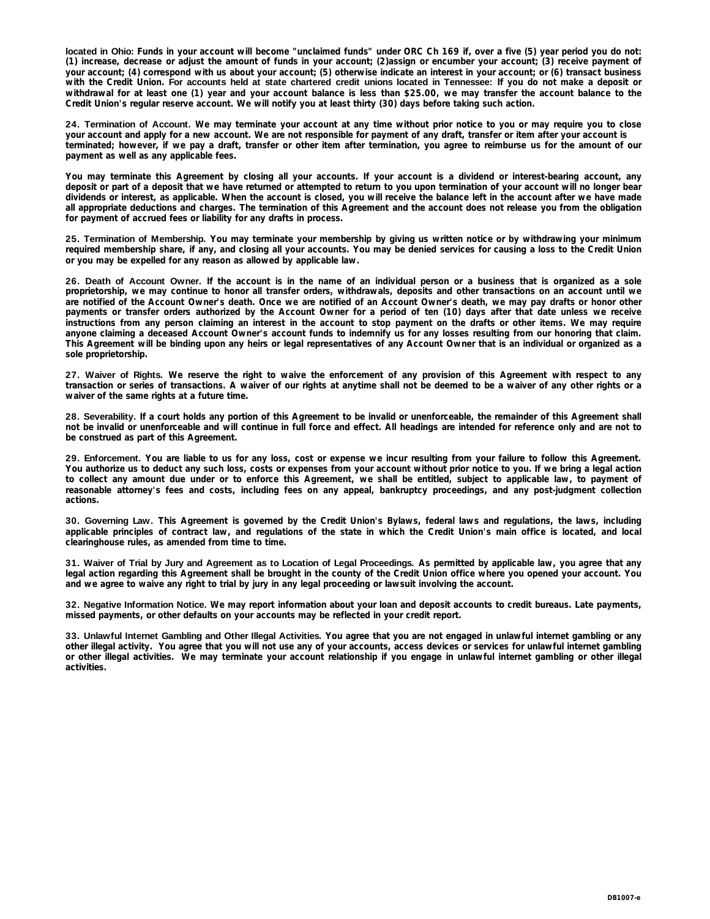located in Ohio: Funds in your account will become "unclaimed funds" under ORC Ch 169 if, over a five (5) year period you do not: (1) increase, decrease or adjust the amount of funds in your account; (2)assign or encumber your account; (3) receive payment of your account; (4) correspond with us about your account; (5) otherwise indicate an interest in your account; or (6) transact business with the Credit Union. For accounts held at state chartered credit unions located in Tennessee: If you do not make a deposit or withdrawal for at least one (1) year and your account balance is less than $25.00, we may transfer the account balance to the Credit Union's regular reserve account. We will notify you at least thirty (30) days before taking such action.

**24. Termination of Account.** We may terminate your account at any time without prior notice to you or may require you to close your account and apply for a new account. We are not responsible for payment of any draft, transfer or item after your account is terminated; however, if we pay a draft, transfer or other item after termination, you agree to reimburse us for the amount of our payment as well as any applicable fees.

You may terminate this Agreement by closing all your accounts. If your account is a dividend or interest-bearing account, any deposit or part of a deposit that we have returned or attempted to return to you upon termination of your account will no longer bear dividends or interest, as applicable. When the account is closed, you will receive the balance left in the account after we have made all appropriate deductions and charges. The termination of this Agreement and the account does not release you from the obligation for payment of accrued fees or liability for any drafts in process.

**25. Termination of Membership.** You may terminate your membership by giving us written notice or by withdrawing your minimum required membership share, if any, and closing all your accounts. You may be denied services for causing a loss to the Credit Union or you may be expelled for any reason as allowed by applicable law.

**26. Death of Account Owner.** If the account is in the name of an individual person or a business that is organized as a sole proprietorship, we may continue to honor all transfer orders, withdrawals, deposits and other transactions on an account until we are notified of the Account Owner's death. Once we are notified of an Account Owner's death, we may pay drafts or honor other payments or transfer orders authorized by the Account Owner for a period of ten (10) days after that date unless we receive instructions from any person claiming an interest in the account to stop payment on the drafts or other items. We may require anyone claiming a deceased Account Owner's account funds to indemnify us for any losses resulting from our honoring that claim. This Agreement will be binding upon any heirs or legal representatives of any Account Owner that is an individual or organized as a sole proprietorship.

**27. Waiver of Rights.** We reserve the right to waive the enforcement of any provision of this Agreement with respect to any transaction or series of transactions. A waiver of our rights at anytime shall not be deemed to be a waiver of any other rights or a waiver of the same rights at a future time.

**28. Severability.** If a court holds any portion of this Agreement to be invalid or unenforceable, the remainder of this Agreement shall not be invalid or unenforceable and will continue in full force and effect. All headings are intended for reference only and are not to be construed as part of this Agreement.

**29. Enforcement.** You are liable to us for any loss, cost or expense we incur resulting from your failure to follow this Agreement. You authorize us to deduct any such loss, costs or expenses from your account without prior notice to you. If we bring a legal action to collect any amount due under or to enforce this Agreement, we shall be entitled, subject to applicable law, to payment of reasonable attorney's fees and costs, including fees on any appeal, bankruptcy proceedings, and any post-judgment collection actions.

**30. Governing Law.** This Agreement is governed by the Credit Union's Bylaws, federal laws and regulations, the laws, including applicable principles of contract law, and regulations of the state in which the Credit Union's main office is located, and local clearinghouse rules, as amended from time to time.

**31. Waiver of Trial by Jury and Agreement as to Location of Legal Proceedings.** As permitted by applicable law, you agree that any legal action regarding this Agreement shall be brought in the county of the Credit Union office where you opened your account. You and we agree to waive any right to trial by jury in any legal proceeding or lawsuit involving the account.

**32. Negative Information Notice.** We may report information about your loan and deposit accounts to credit bureaus. Late payments, missed payments, or other defaults on your accounts may be reflected in your credit report.

**33. Unlawful Internet Gambling and Other Illegal Activities.** You agree that you are not engaged in unlawful internet gambling or any other illegal activity. You agree that you will not use any of your accounts, access devices or services for unlawful internet gambling or other illegal activities. We may terminate your account relationship if you engage in unlawful internet gambling or other illegal activities.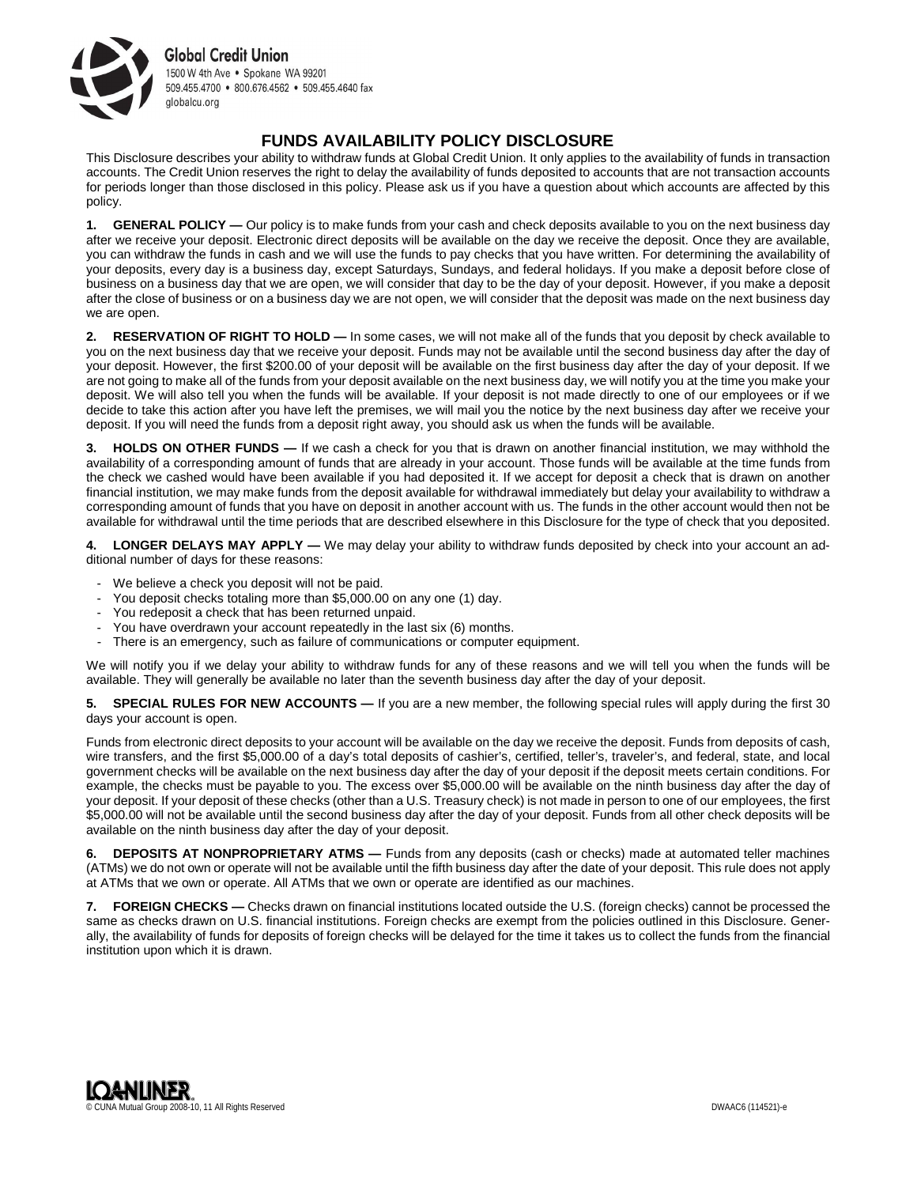Global Credit Union
1500 W 4th Ave • Spokane WA 99201
509.455.4700 • 800.676.4562 • 509.455.4640 fax
globalcu.org

# FUNDS AVAILABILITY POLICY DISCLOSURE

This Disclosure describes your ability to withdraw funds at Global Credit Union. It only applies to the availability of funds in transaction accounts. The Credit Union reserves the right to delay the availability of funds deposited to accounts that are not transaction accounts for periods longer than those disclosed in this policy. Please ask us if you have a question about which accounts are affected by this policy.

**1. GENERAL POLICY —** Our policy is to make funds from your cash and check deposits available to you on the next business day after we receive your deposit. Electronic direct deposits will be available on the day we receive the deposit. Once they are available, you can withdraw the funds in cash and we will use the funds to pay checks that you have written. For determining the availability of your deposits, every day is a business day, except Saturdays, Sundays, and federal holidays. If you make a deposit before close of business on a business day that we are open, we will consider that day to be the day of your deposit. However, if you make a deposit after the close of business or on a business day we are not open, we will consider that the deposit was made on the next business day we are open.

**2. RESERVATION OF RIGHT TO HOLD —** In some cases, we will not make all of the funds that you deposit by check available to you on the next business day that we receive your deposit. Funds may not be available until the second business day after the day of your deposit. However, the first $200.00 of your deposit will be available on the first business day after the day of your deposit. If we are not going to make all of the funds from your deposit available on the next business day, we will notify you at the time you make your deposit. We will also tell you when the funds will be available. If your deposit is not made directly to one of our employees or if we decide to take this action after you have left the premises, we will mail you the notice by the next business day after we receive your deposit. If you will need the funds from a deposit right away, you should ask us when the funds will be available.

**3. HOLDS ON OTHER FUNDS —** If we cash a check for you that is drawn on another financial institution, we may withhold the availability of a corresponding amount of funds that are already in your account. Those funds will be available at the time funds from the check we cashed would have been available if you had deposited it. If we accept for deposit a check that is drawn on another financial institution, we may make funds from the deposit available for withdrawal immediately but delay your availability to withdraw a corresponding amount of funds that you have on deposit in another account with us. The funds in the other account would then not be available for withdrawal until the time periods that are described elsewhere in this Disclosure for the type of check that you deposited.

**4. LONGER DELAYS MAY APPLY —** We may delay your ability to withdraw funds deposited by check into your account an additional number of days for these reasons:

- We believe a check you deposit will not be paid.
- You deposit checks totaling more than $5,000.00 on any one (1) day.
- You redeposit a check that has been returned unpaid.
- You have overdrawn your account repeatedly in the last six (6) months.
- There is an emergency, such as failure of communications or computer equipment.

We will notify you if we delay your ability to withdraw funds for any of these reasons and we will tell you when the funds will be available. They will generally be available no later than the seventh business day after the day of your deposit.

**5. SPECIAL RULES FOR NEW ACCOUNTS —** If you are a new member, the following special rules will apply during the first 30 days your account is open.

Funds from electronic direct deposits to your account will be available on the day we receive the deposit. Funds from deposits of cash, wire transfers, and the first $5,000.00 of a day's total deposits of cashier's, certified, teller's, traveler's, and federal, state, and local government checks will be available on the next business day after the day of your deposit if the deposit meets certain conditions. For example, the checks must be payable to you. The excess over $5,000.00 will be available on the ninth business day after the day of your deposit. If your deposit of these checks (other than a U.S. Treasury check) is not made in person to one of our employees, the first $5,000.00 will not be available until the second business day after the day of your deposit. Funds from all other check deposits will be available on the ninth business day after the day of your deposit.

**6. DEPOSITS AT NONPROPRIETARY ATMS —** Funds from any deposits (cash or checks) made at automated teller machines (ATMs) we do not own or operate will not be available until the fifth business day after the date of your deposit. This rule does not apply at ATMs that we own or operate. All ATMs that we own or operate are identified as our machines.

**7. FOREIGN CHECKS —** Checks drawn on financial institutions located outside the U.S. (foreign checks) cannot be processed the same as checks drawn on U.S. financial institutions. Foreign checks are exempt from the policies outlined in this Disclosure. Generally, the availability of funds for deposits of foreign checks will be delayed for the time it takes us to collect the funds from the financial institution upon which it is drawn.

LOANLINER
© CUNA Mutual Group 2008-10, 11 All Rights Reserved DWAAC6 (114521)-e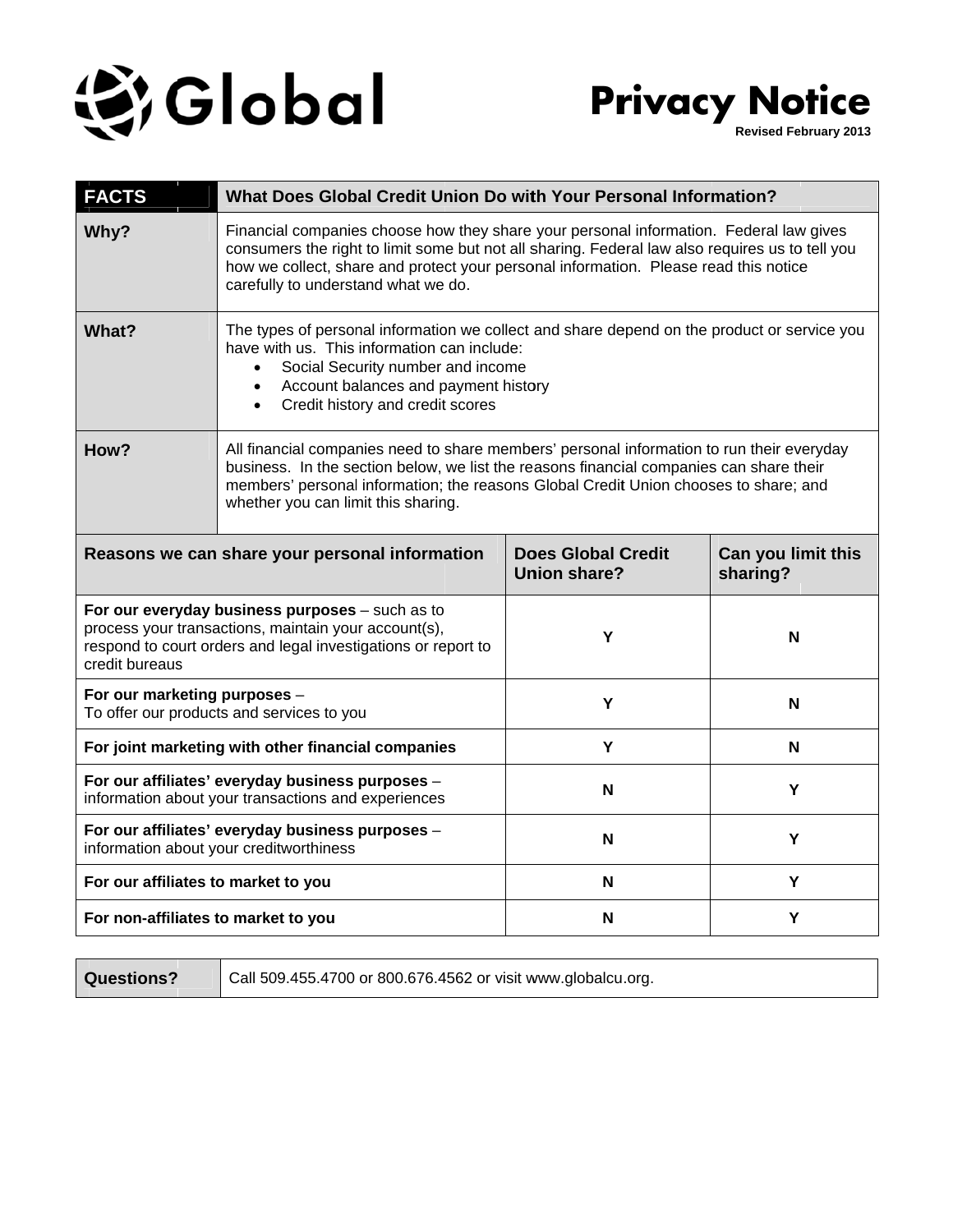# Global

# Privacy Notice

**Revised February 2013**

| **FACTS** | **What Does Global Credit Union Do with Your Personal Information?** |
|---|---|
| **Why?** | Financial companies choose how they share your personal information. Federal law gives consumers the right to limit some but not all sharing. Federal law also requires us to tell you how we collect, share and protect your personal information. Please read this notice carefully to understand what we do. |
| **What?** | The types of personal information we collect and share depend on the product or service you have with us. This information can include:<br>• Social Security number and income<br>• Account balances and payment history<br>• Credit history and credit scores |
| **How?** | All financial companies need to share members' personal information to run their everyday business. In the section below, we list the reasons financial companies can share their members' personal information; the reasons Global Credit Union chooses to share; and whether you can limit this sharing. |

| **Reasons we can share your personal information** | **Does Global Credit Union share?** | **Can you limit this sharing?** |
|---|---|---|
| **For our everyday business purposes** – such as to process your transactions, maintain your account(s), respond to court orders and legal investigations or report to credit bureaus | Y | N |
| **For our marketing purposes** – To offer our products and services to you | Y | N |
| **For joint marketing with other financial companies** | Y | N |
| **For our affiliates' everyday business purposes** – information about your transactions and experiences | N | Y |
| **For our affiliates' everyday business purposes** – information about your creditworthiness | N | Y |
| **For our affiliates to market to you** | N | Y |
| **For non-affiliates to market to you** | N | Y |

| **Questions?** | Call 509.455.4700 or 800.676.4562 or visit www.globalcu.org. |
|---|---|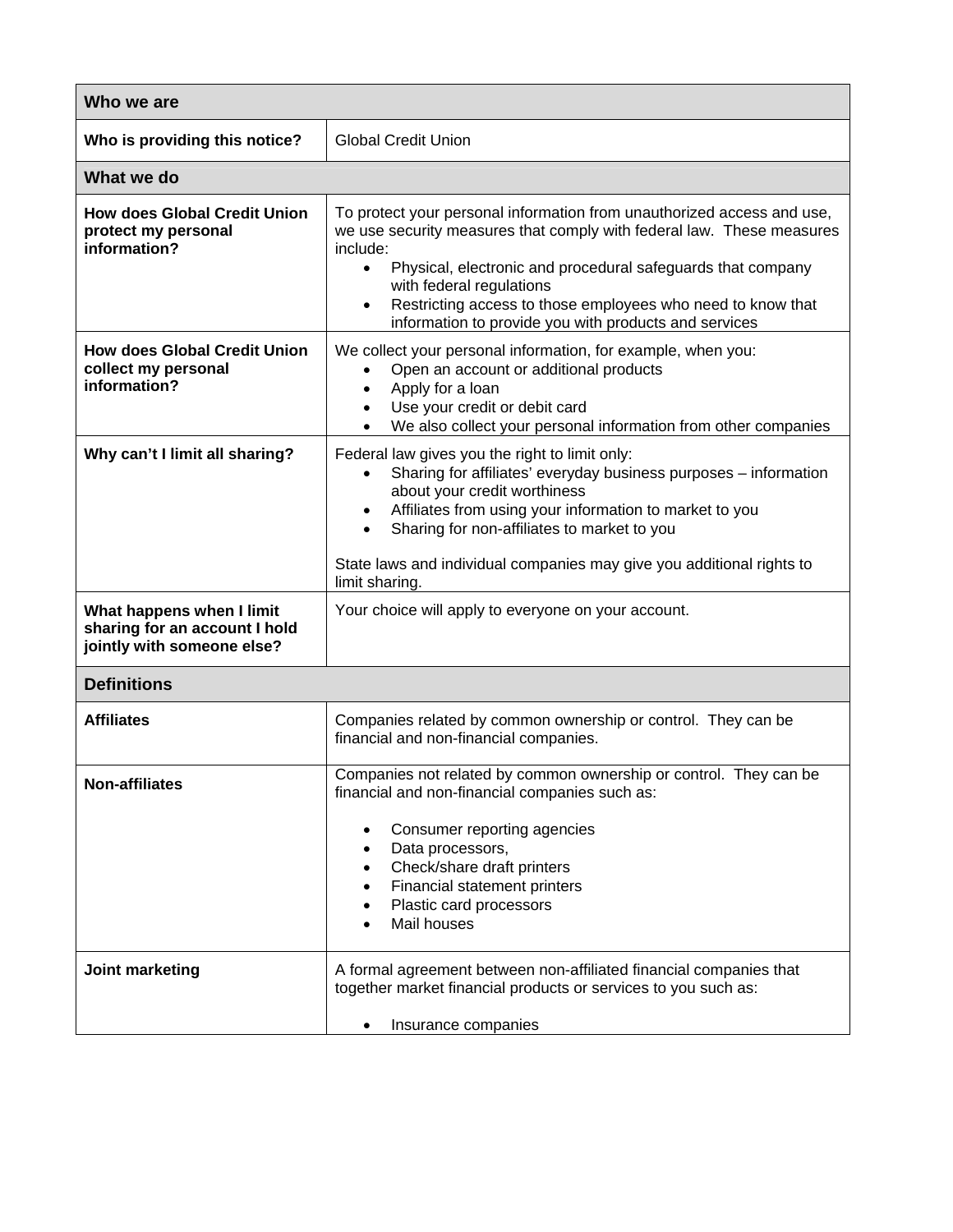| Who we are | |
|---|---|
| **Who is providing this notice?** | Global Credit Union |
| **What we do** | |
| **How does Global Credit Union protect my personal information?** | To protect your personal information from unauthorized access and use, we use security measures that comply with federal law. These measures include:<br>• Physical, electronic and procedural safeguards that company with federal regulations<br>• Restricting access to those employees who need to know that information to provide you with products and services |
| **How does Global Credit Union collect my personal information?** | We collect your personal information, for example, when you:<br>• Open an account or additional products<br>• Apply for a loan<br>• Use your credit or debit card<br>• We also collect your personal information from other companies |
| **Why can't I limit all sharing?** | Federal law gives you the right to limit only:<br>• Sharing for affiliates' everyday business purposes – information about your credit worthiness<br>• Affiliates from using your information to market to you<br>• Sharing for non-affiliates to market to you<br><br>State laws and individual companies may give you additional rights to limit sharing. |
| **What happens when I limit sharing for an account I hold jointly with someone else?** | Your choice will apply to everyone on your account. |
| **Definitions** | |
| **Affiliates** | Companies related by common ownership or control. They can be financial and non-financial companies. |
| **Non-affiliates** | Companies not related by common ownership or control. They can be financial and non-financial companies such as:<br><br>• Consumer reporting agencies<br>• Data processors,<br>• Check/share draft printers<br>• Financial statement printers<br>• Plastic card processors<br>• Mail houses |
| **Joint marketing** | A formal agreement between non-affiliated financial companies that together market financial products or services to you such as:<br><br>• Insurance companies |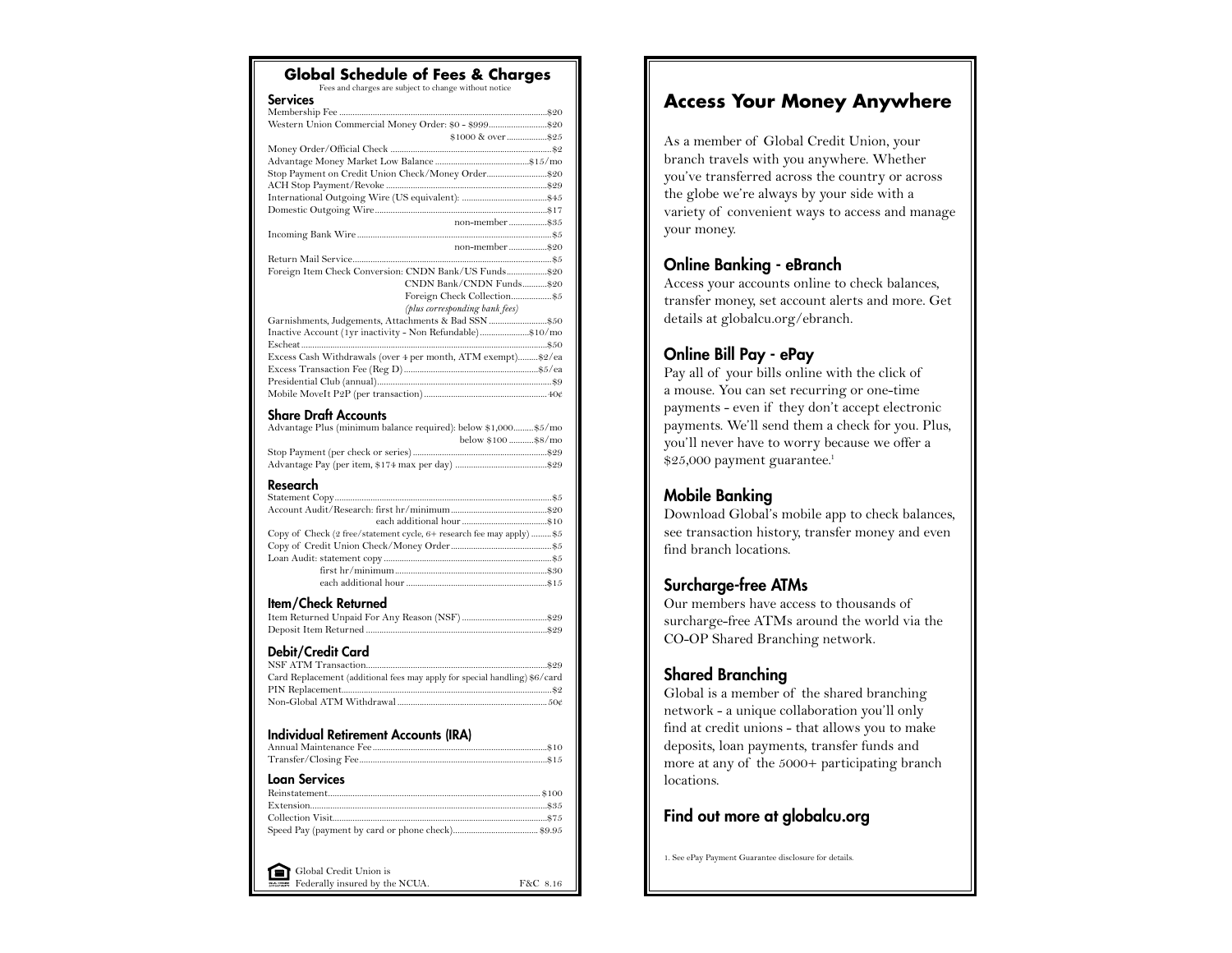# Global Schedule of Fees & Charges

Fees and charges are subject to change without notice

## Services

| | |
|---|---|
| Membership Fee | $20 |
| Western Union Commercial Money Order: $0 - $999 | $20 |
| $1000 & over | $25 |
| Money Order/Official Check | $2 |
| Advantage Money Market Low Balance | $15/mo |
| Stop Payment on Credit Union Check/Money Order | $20 |
| ACH Stop Payment/Revoke | $29 |
| International Outgoing Wire (US equivalent): | $45 |
| Domestic Outgoing Wire | $17 |
| non-member | $35 |
| Incoming Bank Wire | $5 |
| non-member | $20 |
| Return Mail Service | $5 |
| Foreign Item Check Conversion: CNDN Bank/US Funds | $20 |
| CNDN Bank/CNDN Funds | $20 |
| Foreign Check Collection | $5 |
| *(plus corresponding bank fees)* | |
| Garnishments, Judgements, Attachments & Bad SSN | $50 |
| Inactive Account (1yr inactivity - Non Refundable) | $10/mo |
| Escheat | $50 |
| Excess Cash Withdrawals (over 4 per month, ATM exempt) | $2/ea |
| Excess Transaction Fee (Reg D) | $5/ea |
| Presidential Club (annual) | $9 |
| Mobile MoveIt P2P (per transaction) | 40¢ |

## Share Draft Accounts

| | |
|---|---|
| Advantage Plus (minimum balance required): below $1,000 | $5/mo |
| below $100 | $8/mo |
| Stop Payment (per check or series) | $29 |
| Advantage Pay (per item, $174 max per day) | $29 |

## Research

| | |
|---|---|
| Statement Copy | $5 |
| Account Audit/Research: first hr/minimum | $20 |
| each additional hour | $10 |
| Copy of Check (2 free/statement cycle, 6+ research fee may apply) | $5 |
| Copy of Credit Union Check/Money Order | $5 |
| Loan Audit: statement copy | $5 |
| first hr/minimum | $30 |
| each additional hour | $15 |

## Item/Check Returned

| | |
|---|---|
| Item Returned Unpaid For Any Reason (NSF) | $29 |
| Deposit Item Returned | $29 |

## Debit/Credit Card

| | |
|---|---|
| NSF ATM Transaction | $29 |
| Card Replacement (additional fees may apply for special handling) | $6/card |
| PIN Replacement | $2 |
| Non-Global ATM Withdrawal | 50¢ |

## Individual Retirement Accounts (IRA)

| | |
|---|---|
| Annual Maintenance Fee | $10 |
| Transfer/Closing Fee | $15 |

## Loan Services

| | |
|---|---|
| Reinstatement | $100 |
| Extension | $35 |
| Collection Visit | $75 |
| Speed Pay (payment by card or phone check) | $9.95 |

Global Credit Union is Federally insured by the NCUA.

F&C 8.16

# Access Your Money Anywhere

As a member of Global Credit Union, your branch travels with you anywhere. Whether you've transferred across the country or across the globe we're always by your side with a variety of convenient ways to access and manage your money.

## Online Banking - eBranch

Access your accounts online to check balances, transfer money, set account alerts and more. Get details at globalcu.org/ebranch.

## Online Bill Pay - ePay

Pay all of your bills online with the click of a mouse. You can set recurring or one-time payments - even if they don't accept electronic payments. We'll send them a check for you. Plus, you'll never have to worry because we offer a $25,000 payment guarantee.[1]

## Mobile Banking

Download Global's mobile app to check balances, see transaction history, transfer money and even find branch locations.

## Surcharge-free ATMs

Our members have access to thousands of surcharge-free ATMs around the world via the CO-OP Shared Branching network.

## Shared Branching

Global is a member of the shared branching network - a unique collaboration you'll only find at credit unions - that allows you to make deposits, loan payments, transfer funds and more at any of the 5000+ participating branch locations.

## Find out more at globalcu.org

1. See ePay Payment Guarantee disclosure for details.